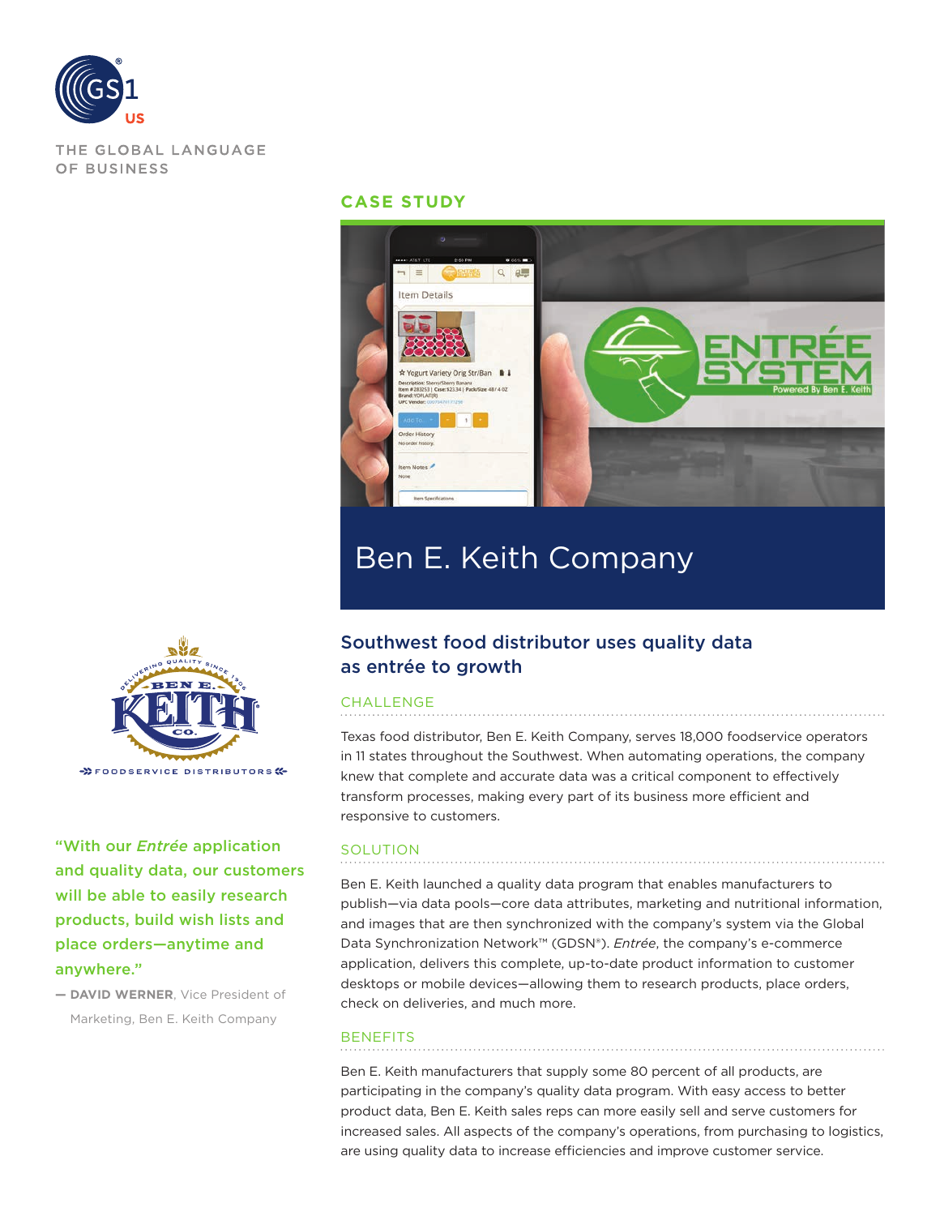THE GLOBAL LANGUAGE OF BUSINESS

CASE STUDY

# Ben E. Keith Company

## Southwest food distributor uses quality data as entrée to growth

### CHALLENGE

Texas food distributor, Ben E. Keith Company, serves 18,000 foodservice operators in 11 states throughout the Southwest. When automating operations, the company knew that complete and accurate data was a critical component to effectively transform processes, making every part of its business more efficient and responsive to customers.

### SOLUTION

Ben E. Keith launched a quality data program that enables manufacturers to publish—via data pools—core data attributes, marketing and nutritional information, and images that are then synchronized with the company's system via the Global Data Synchronization Network™ (GDSN®). *Entrée*, the company's e-commerce application, delivers this complete, up-to-date product information to customer desktops or mobile devices—allowing them to research products, place orders, check on deliveries, and much more.

### BENEFITS

Ben E. Keith manufacturers that supply some 80 percent of all products, are participating in the company's quality data program. With easy access to better product data, Ben E. Keith sales reps can more easily sell and serve customers for increased sales. All aspects of the company's operations, from purchasing to logistics, are using quality data to increase efficiencies and improve customer service.

"With our *Entrée* application and quality data, our customers will be able to easily research products, build wish lists and place orders—anytime and anywhere."

— **DAVID WERNER**, Vice President of Marketing, Ben E. Keith Company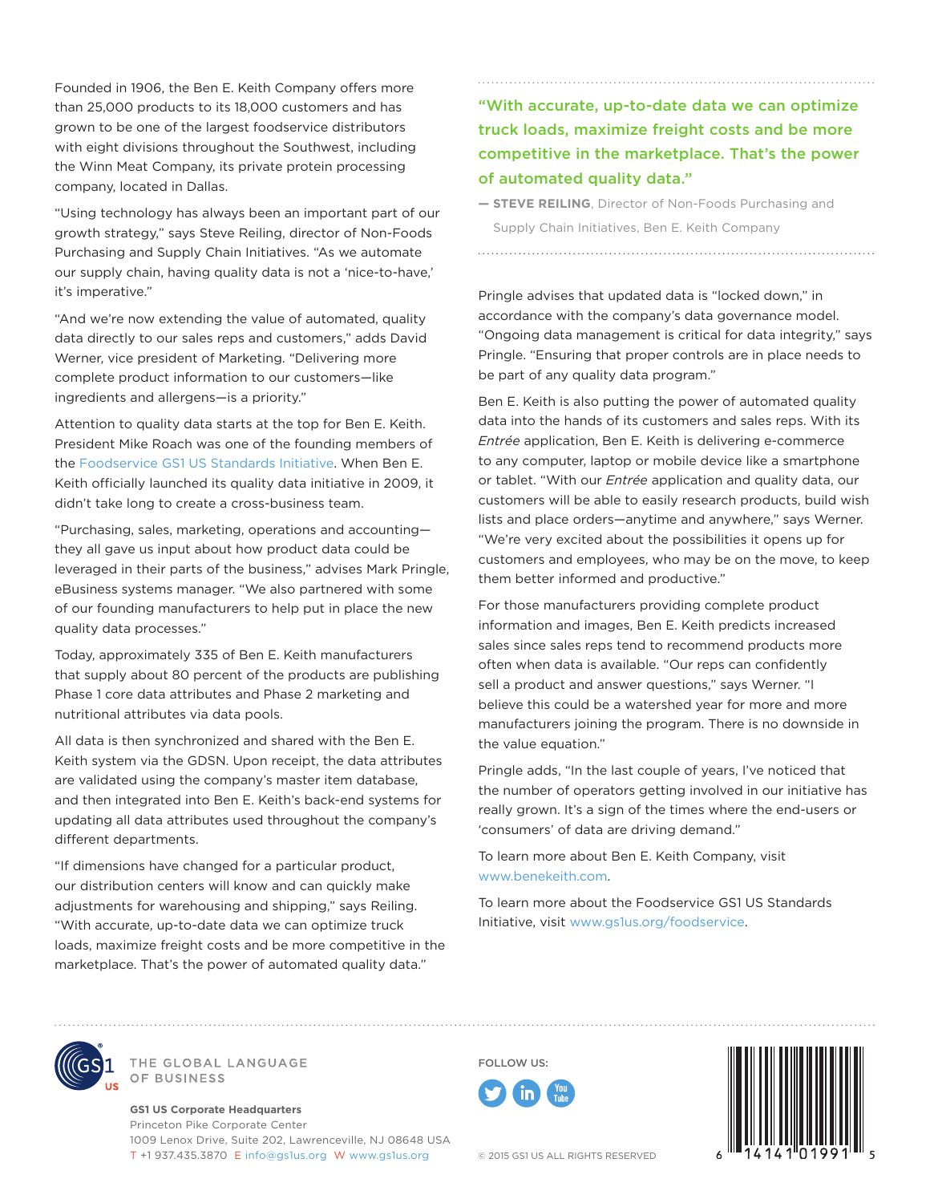Founded in 1906, the Ben E. Keith Company offers more than 25,000 products to its 18,000 customers and has grown to be one of the largest foodservice distributors with eight divisions throughout the Southwest, including the Winn Meat Company, its private protein processing company, located in Dallas.

"Using technology has always been an important part of our growth strategy," says Steve Reiling, director of Non-Foods Purchasing and Supply Chain Initiatives. "As we automate our supply chain, having quality data is not a 'nice-to-have,' it's imperative."

"And we're now extending the value of automated, quality data directly to our sales reps and customers," adds David Werner, vice president of Marketing. "Delivering more complete product information to our customers—like ingredients and allergens—is a priority."

Attention to quality data starts at the top for Ben E. Keith. President Mike Roach was one of the founding members of the Foodservice GS1 US Standards Initiative. When Ben E. Keith officially launched its quality data initiative in 2009, it didn't take long to create a cross-business team.

"Purchasing, sales, marketing, operations and accounting—they all gave us input about how product data could be leveraged in their parts of the business," advises Mark Pringle, eBusiness systems manager. "We also partnered with some of our founding manufacturers to help put in place the new quality data processes."

Today, approximately 335 of Ben E. Keith manufacturers that supply about 80 percent of the products are publishing Phase 1 core data attributes and Phase 2 marketing and nutritional attributes via data pools.

All data is then synchronized and shared with the Ben E. Keith system via the GDSN. Upon receipt, the data attributes are validated using the company's master item database, and then integrated into Ben E. Keith's back-end systems for updating all data attributes used throughout the company's different departments.

"If dimensions have changed for a particular product, our distribution centers will know and can quickly make adjustments for warehousing and shipping," says Reiling. "With accurate, up-to-date data we can optimize truck loads, maximize freight costs and be more competitive in the marketplace. That's the power of automated quality data."

> **"With accurate, up-to-date data we can optimize truck loads, maximize freight costs and be more competitive in the marketplace. That's the power of automated quality data."**
>
> — **STEVE REILING**, Director of Non-Foods Purchasing and Supply Chain Initiatives, Ben E. Keith Company

Pringle advises that updated data is "locked down," in accordance with the company's data governance model. "Ongoing data management is critical for data integrity," says Pringle. "Ensuring that proper controls are in place needs to be part of any quality data program."

Ben E. Keith is also putting the power of automated quality data into the hands of its customers and sales reps. With its *Entrée* application, Ben E. Keith is delivering e-commerce to any computer, laptop or mobile device like a smartphone or tablet. "With our *Entrée* application and quality data, our customers will be able to easily research products, build wish lists and place orders—anytime and anywhere," says Werner. "We're very excited about the possibilities it opens up for customers and employees, who may be on the move, to keep them better informed and productive."

For those manufacturers providing complete product information and images, Ben E. Keith predicts increased sales since sales reps tend to recommend products more often when data is available. "Our reps can confidently sell a product and answer questions," says Werner. "I believe this could be a watershed year for more and more manufacturers joining the program. There is no downside in the value equation."

Pringle adds, "In the last couple of years, I've noticed that the number of operators getting involved in our initiative has really grown. It's a sign of the times where the end-users or 'consumers' of data are driving demand."

To learn more about Ben E. Keith Company, visit www.benekeith.com.

To learn more about the Foodservice GS1 US Standards Initiative, visit www.gs1us.org/foodservice.

THE GLOBAL LANGUAGE OF BUSINESS

**GS1 US Corporate Headquarters**
Princeton Pike Corporate Center
1009 Lenox Drive, Suite 202, Lawrenceville, NJ 08648 USA
T +1 937.435.3870 E info@gs1us.org W www.gs1us.org

FOLLOW US:

© 2015 GS1 US ALL RIGHTS RESERVED

6 14141 01991 5